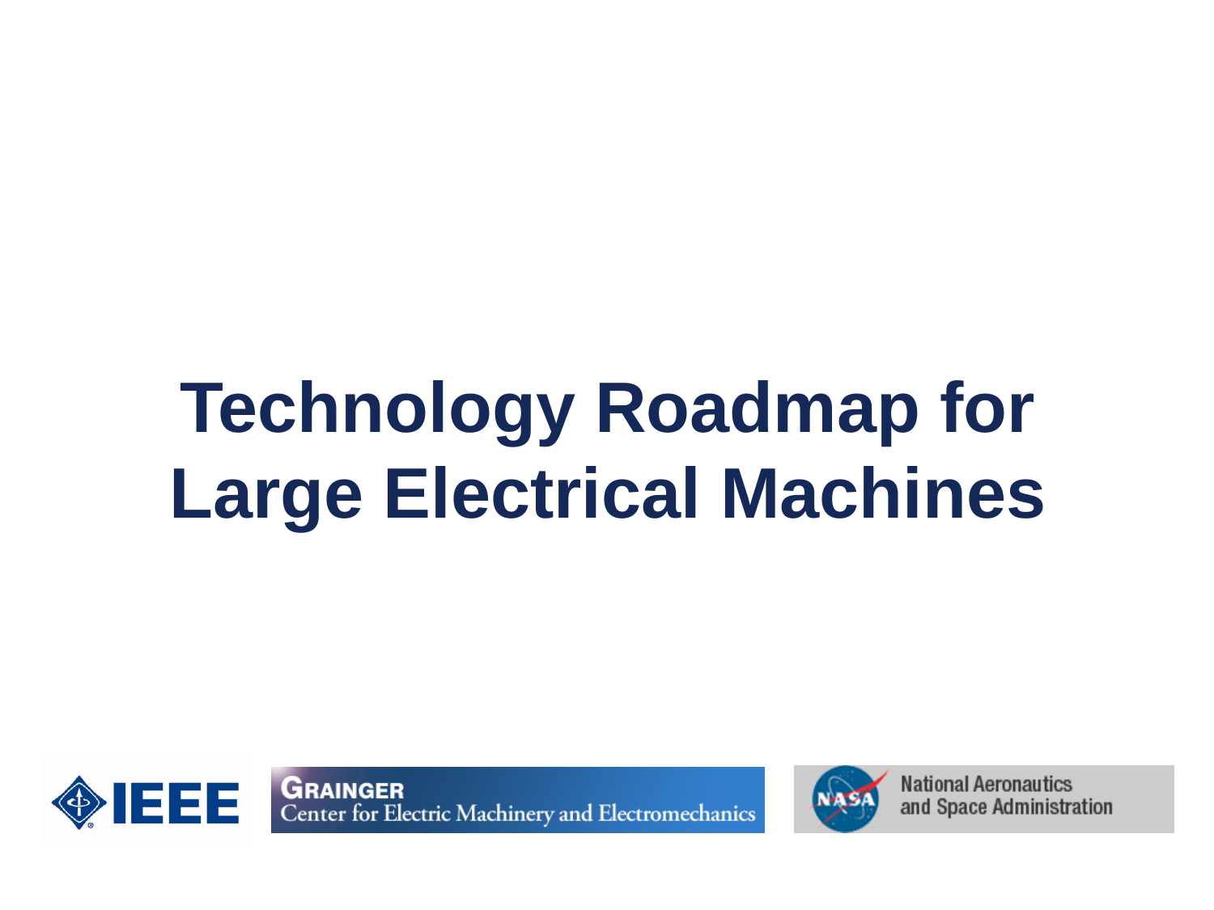# Technology Roadmap for Large Electrical Machines

IEEE

GRAINGER
Center for Electric Machinery and Electromechanics

NASA
National Aeronautics and Space Administration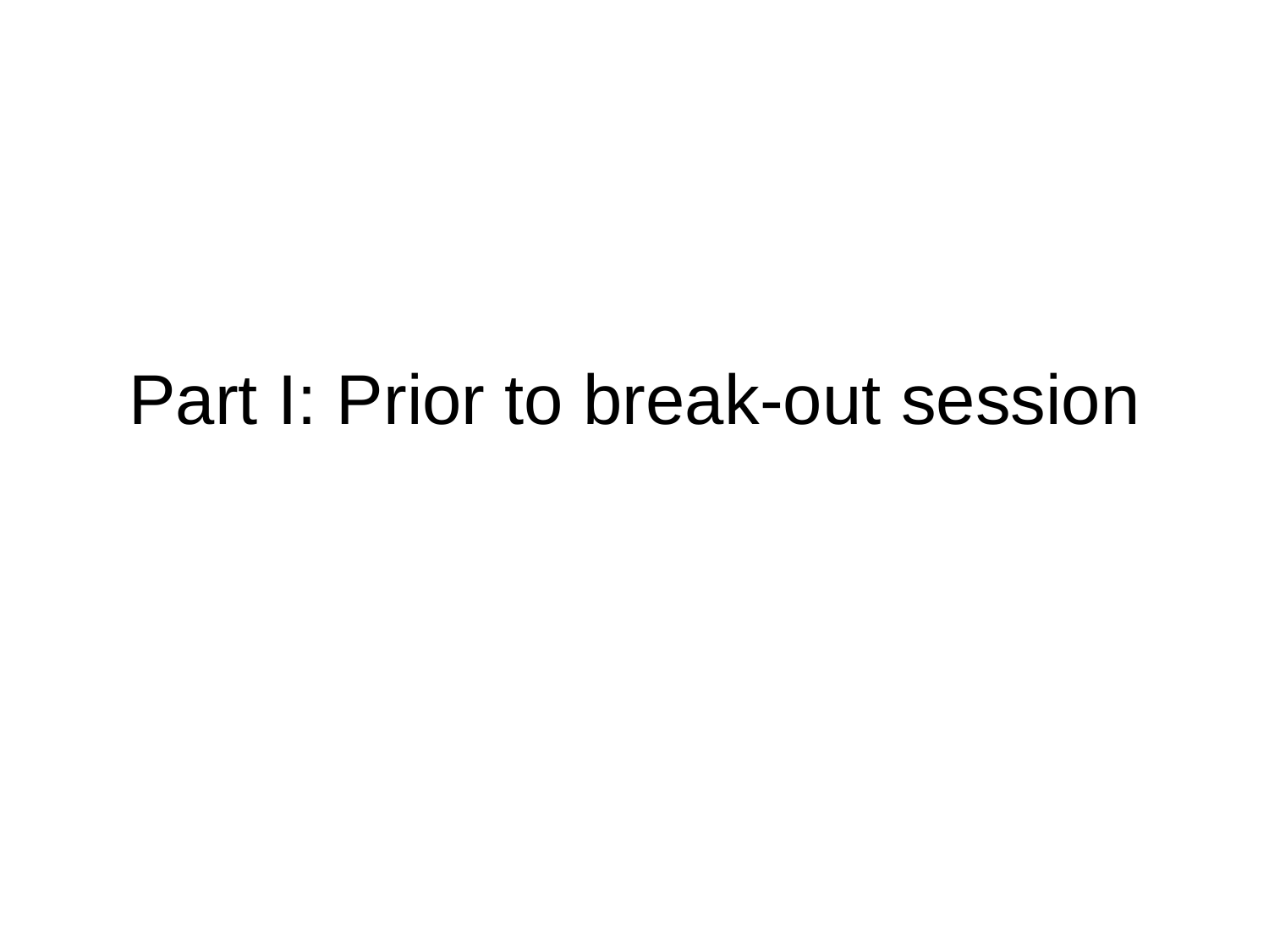# Part I: Prior to break-out session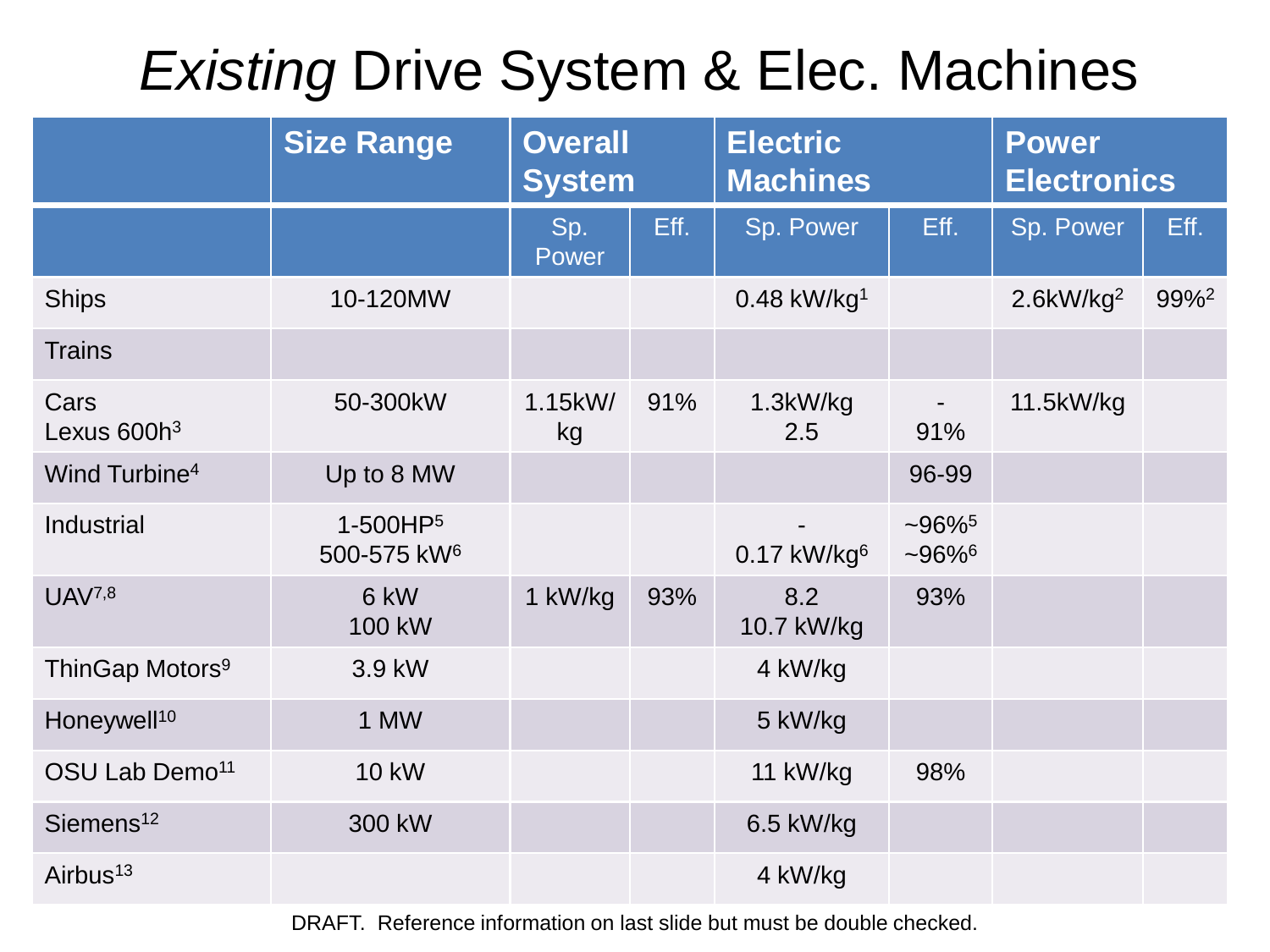# *Existing* Drive System & Elec. Machines

| | Size Range | Overall System | | Electric Machines | | Power Electronics | |
|---|---|---|---|---|---|---|---|
| | | Sp. Power | Eff. | Sp. Power | Eff. | Sp. Power | Eff. |
| Ships | 10-120MW | | | 0.48 kW/kg[1] | | 2.6kW/kg[2] | 99%[2] |
| Trains | | | | | | | |
| Cars<br>Lexus 600h[3] | 50-300kW | 1.15kW/kg | 91% | 1.3kW/kg<br>2.5 | -<br>91% | 11.5kW/kg | |
| Wind Turbine[4] | Up to 8 MW | | | | 96-99 | | |
| Industrial | 1-500HP[5]<br>500-575 kW[6] | | | -<br>0.17 kW/kg[6] | ~96%[5]<br>~96%[6] | | |
| UAV[7,8] | 6 kW<br>100 kW | 1 kW/kg | 93% | 8.2<br>10.7 kW/kg | 93% | | |
| ThinGap Motors[9] | 3.9 kW | | | 4 kW/kg | | | |
| Honeywell[10] | 1 MW | | | 5 kW/kg | | | |
| OSU Lab Demo[11] | 10 kW | | | 11 kW/kg | 98% | | |
| Siemens[12] | 300 kW | | | 6.5 kW/kg | | | |
| Airbus[13] | | | | 4 kW/kg | | | |

DRAFT. Reference information on last slide but must be double checked.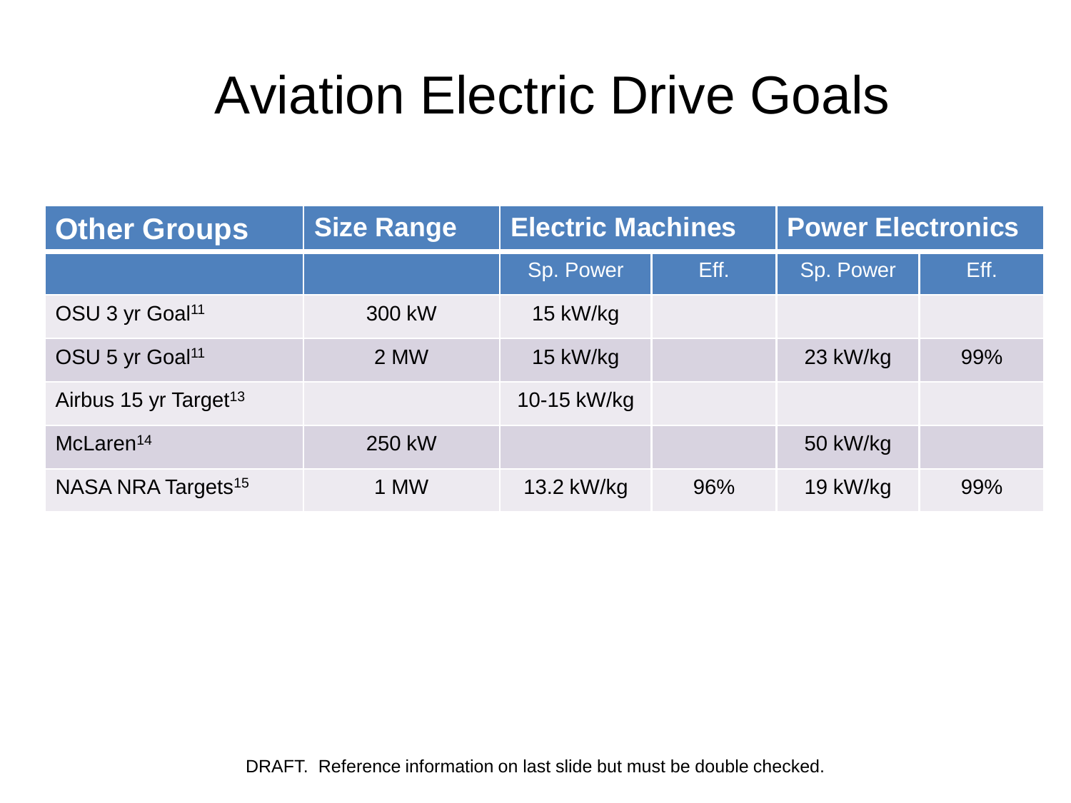# Aviation Electric Drive Goals

| Other Groups | Size Range | Electric Machines | | Power Electronics | |
|---|---|---|---|---|---|
| | | Sp. Power | Eff. | Sp. Power | Eff. |
| OSU 3 yr Goal[11] | 300 kW | 15 kW/kg | | | |
| OSU 5 yr Goal[11] | 2 MW | 15 kW/kg | | 23 kW/kg | 99% |
| Airbus 15 yr Target[13] | | 10-15 kW/kg | | | |
| McLaren[14] | 250 kW | | | 50 kW/kg | |
| NASA NRA Targets[15] | 1 MW | 13.2 kW/kg | 96% | 19 kW/kg | 99% |

DRAFT. Reference information on last slide but must be double checked.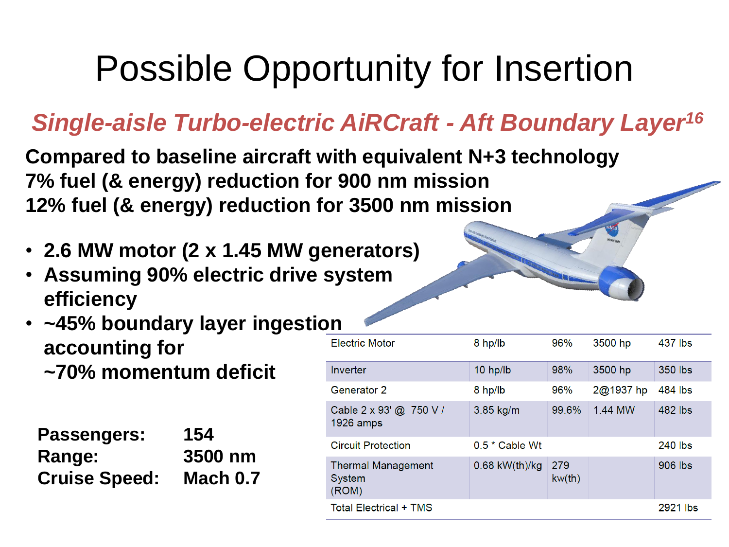# Possible Opportunity for Insertion

## *Single-aisle Turbo-electric AiRCraft - Aft Boundary Layer*[16]

**Compared to baseline aircraft with equivalent N+3 technology**
**7% fuel (& energy) reduction for 900 nm mission**
**12% fuel (& energy) reduction for 3500 nm mission**

- **2.6 MW motor (2 x 1.45 MW generators)**
- **Assuming 90% electric drive system efficiency**
- **~45% boundary layer ingestion accounting for ~70% momentum deficit**

| | |
|---|---|
| **Passengers:** | **154** |
| **Range:** | **3500 nm** |
| **Cruise Speed:** | **Mach 0.7** |

| | | | | |
|---|---|---|---|---|
| Electric Motor | 8 hp/lb | 96% | 3500 hp | 437 lbs |
| Inverter | 10 hp/lb | 98% | 3500 hp | 350 lbs |
| Generator 2 | 8 hp/lb | 96% | 2@1937 hp | 484 lbs |
| Cable 2 x 93' @ 750 V / 1926 amps | 3.85 kg/m | 99.6% | 1.44 MW | 482 lbs |
| Circuit Protection | 0.5 * Cable Wt | | | 240 lbs |
| Thermal Management System (ROM) | 0.68 kW(th)/kg | 279 kw(th) | | 906 lbs |
| Total Electrical + TMS | | | | 2921 lbs |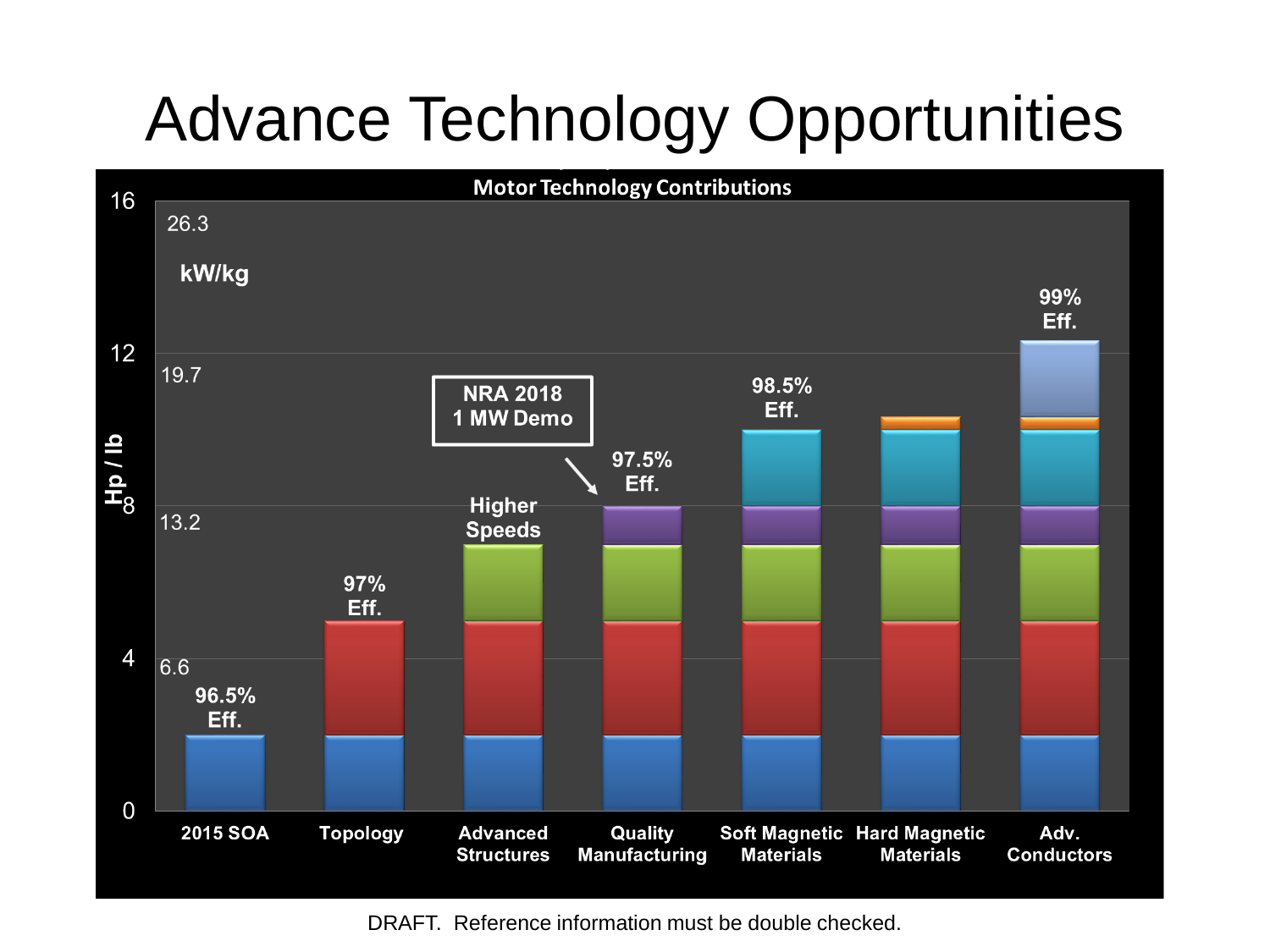# Advance Technology Opportunities

**Motor Technology Contributions**

| Stage | Hp / lb (approx.) | Label |
|---|---|---|
| 2015 SOA | 2 | 96.5% Eff. |
| Topology | 5 | 97% Eff. |
| Advanced Structures | 7 | Higher Speeds |
| Quality Manufacturing | 8 | 97.5% Eff. (NRA 2018 1 MW Demo) |
| Soft Magnetic Materials | 10 | 98.5% Eff. |
| Hard Magnetic Materials | 10.4 | |
| Adv. Conductors | 12.4 | 99% Eff. |

Axis: Hp / lb (0, 4, 8, 12, 16); kW/kg (6.6, 13.2, 19.7, 26.3)

DRAFT. Reference information must be double checked.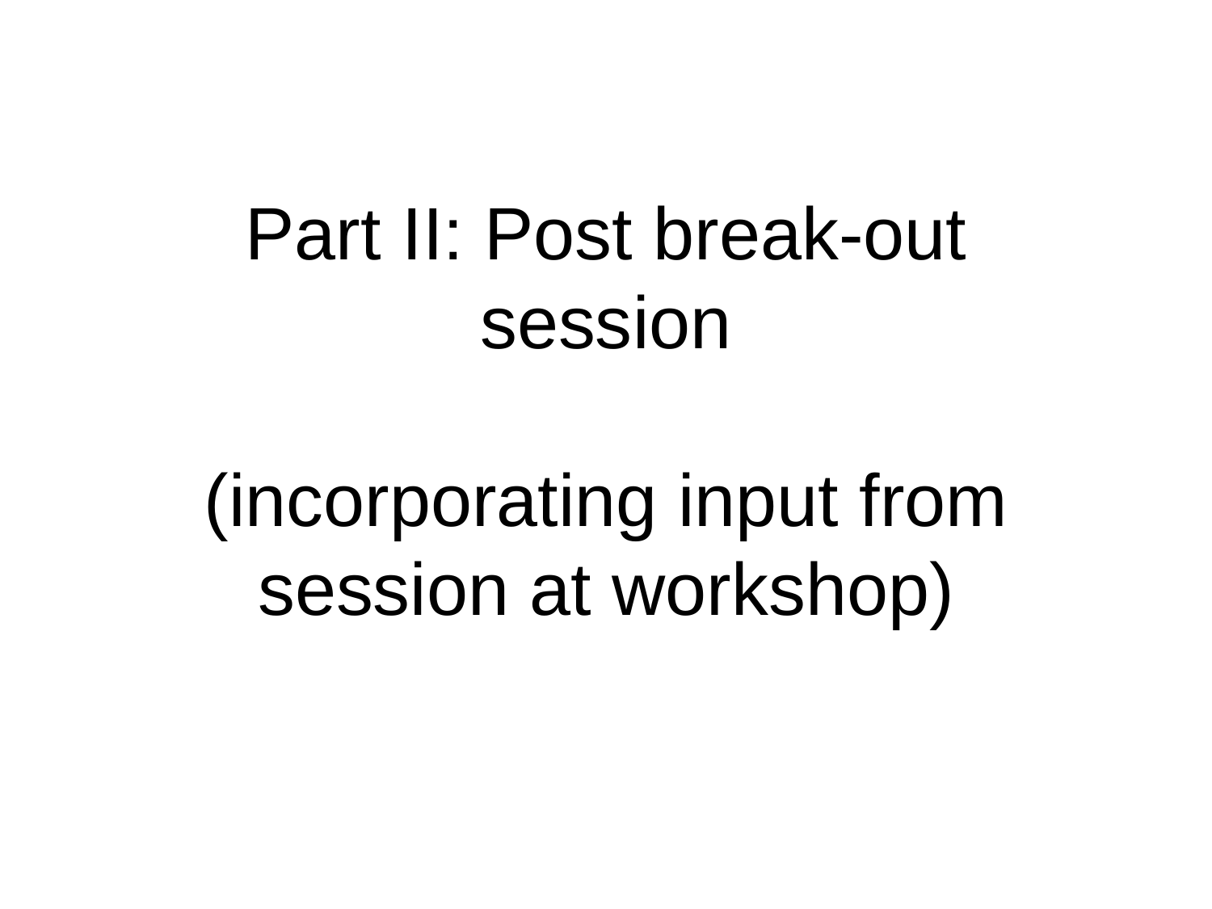# Part II: Post break-out session

(incorporating input from session at workshop)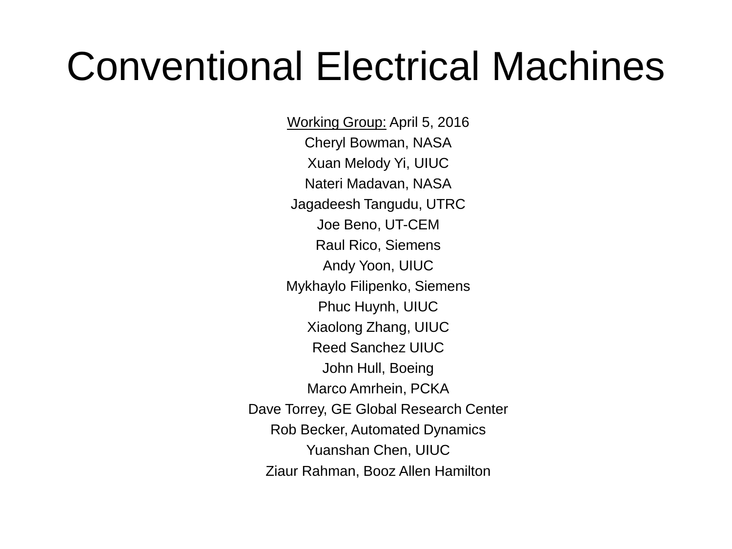# Conventional Electrical Machines

Working Group: April 5, 2016

Cheryl Bowman, NASA

Xuan Melody Yi, UIUC

Nateri Madavan, NASA

Jagadeesh Tangudu, UTRC

Joe Beno, UT-CEM

Raul Rico, Siemens

Andy Yoon, UIUC

Mykhaylo Filipenko, Siemens

Phuc Huynh, UIUC

Xiaolong Zhang, UIUC

Reed Sanchez UIUC

John Hull, Boeing

Marco Amrhein, PCKA

Dave Torrey, GE Global Research Center

Rob Becker, Automated Dynamics

Yuanshan Chen, UIUC

Ziaur Rahman, Booz Allen Hamilton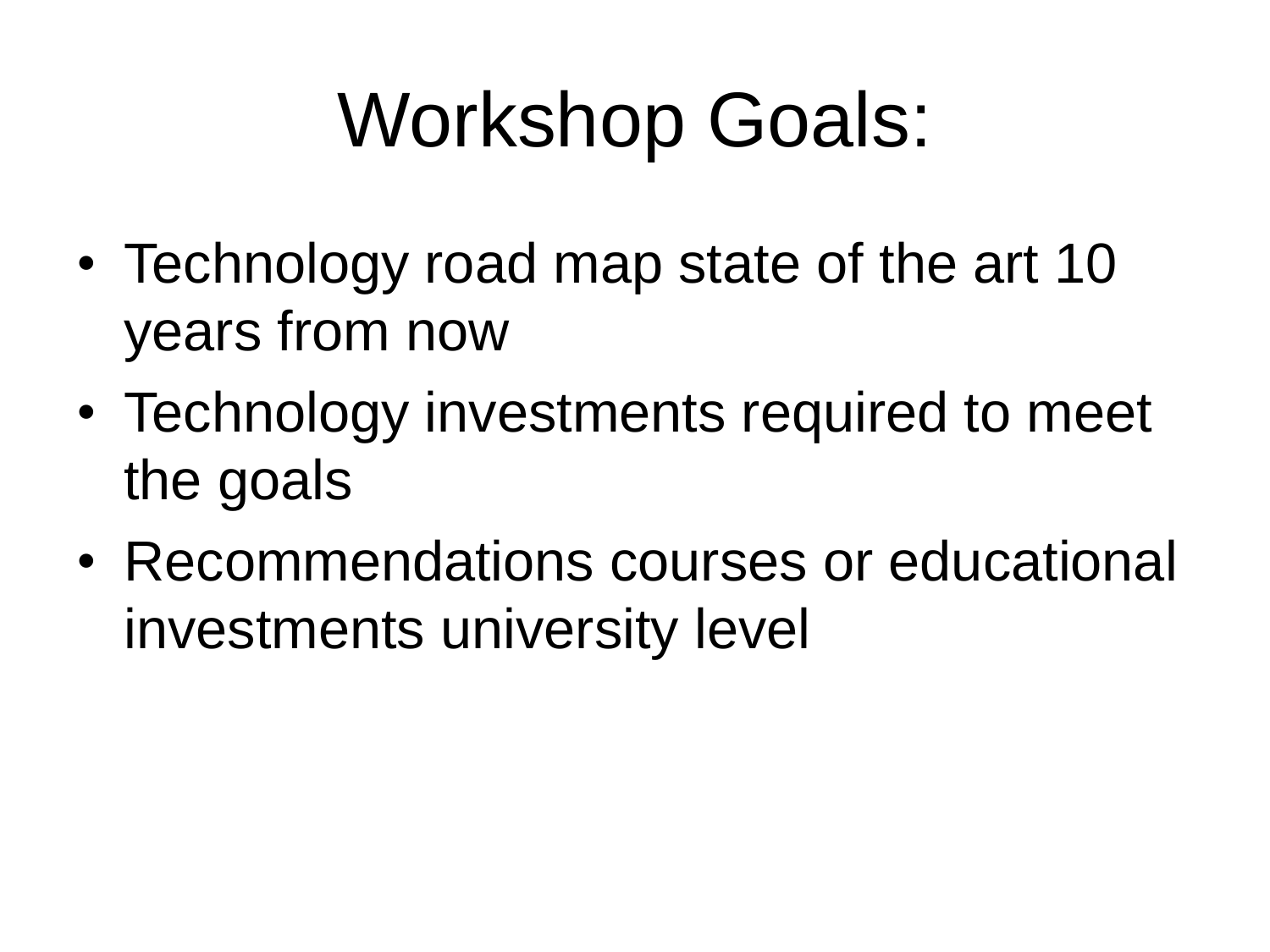# Workshop Goals:

- Technology road map state of the art 10 years from now
- Technology investments required to meet the goals
- Recommendations courses or educational investments university level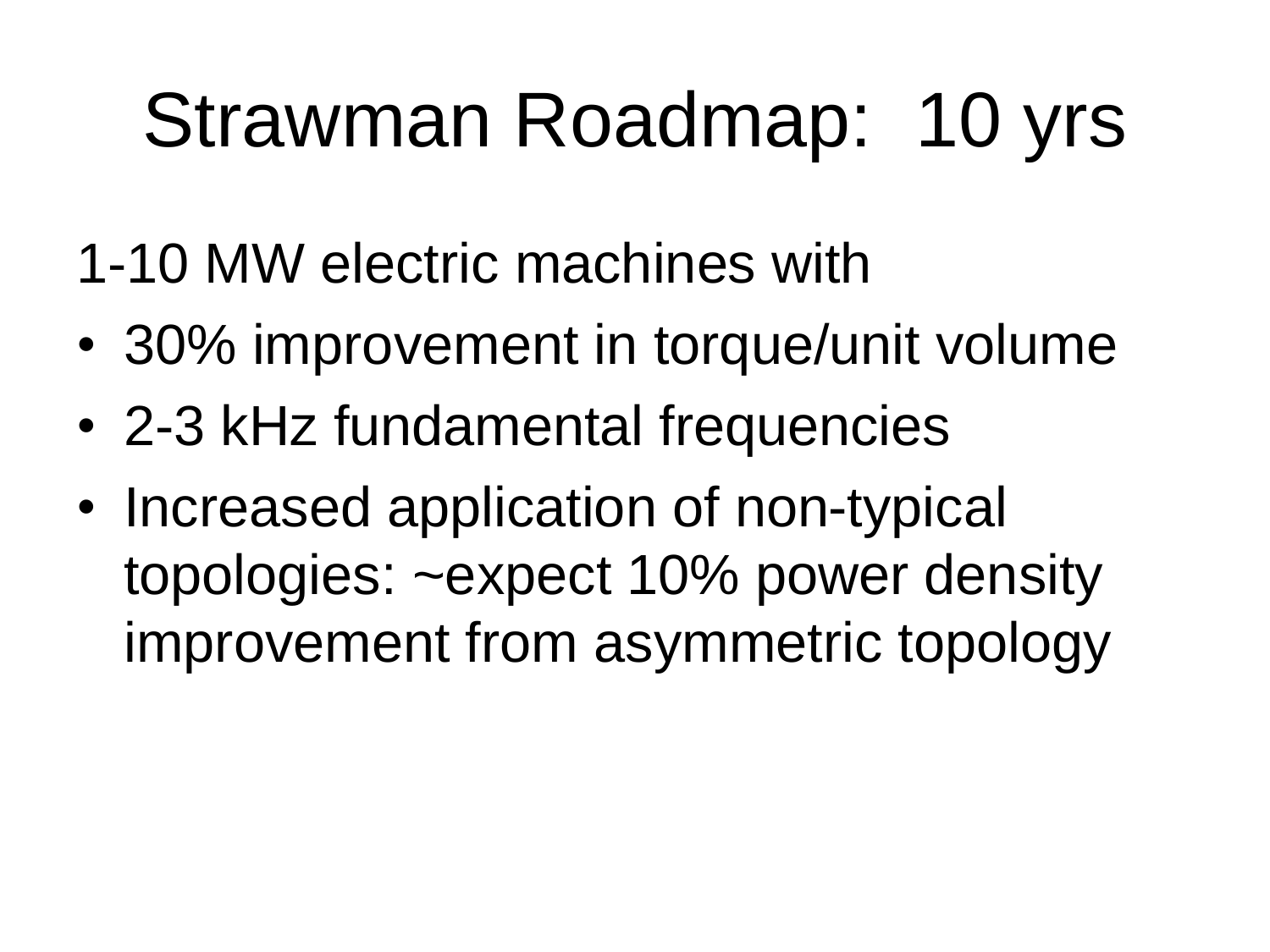# Strawman Roadmap: 10 yrs

1-10 MW electric machines with

- 30% improvement in torque/unit volume
- 2-3 kHz fundamental frequencies
- Increased application of non-typical topologies: ~expect 10% power density improvement from asymmetric topology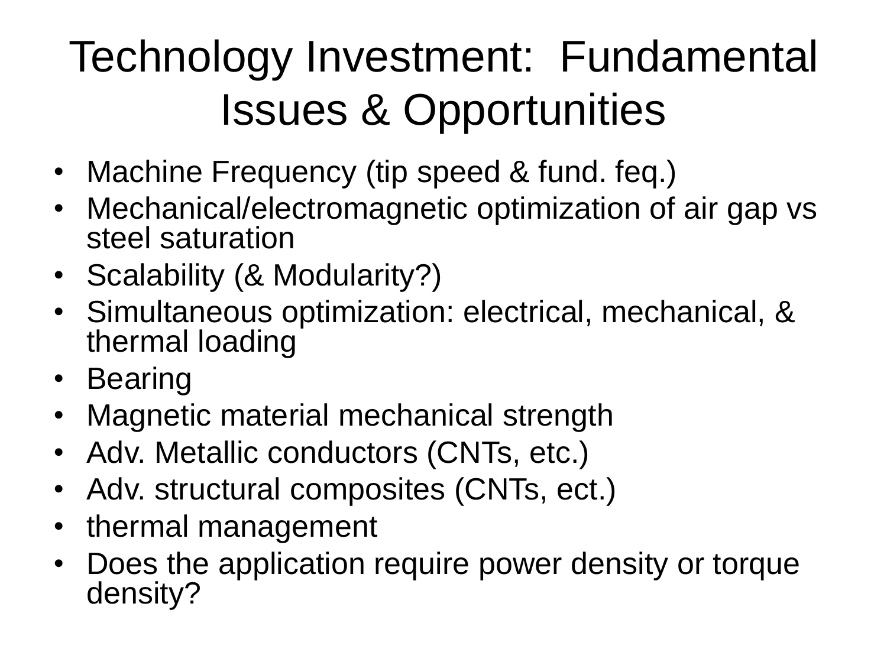# Technology Investment: Fundamental Issues & Opportunities

- Machine Frequency (tip speed & fund. feq.)
- Mechanical/electromagnetic optimization of air gap vs steel saturation
- Scalability (& Modularity?)
- Simultaneous optimization: electrical, mechanical, & thermal loading
- Bearing
- Magnetic material mechanical strength
- Adv. Metallic conductors (CNTs, etc.)
- Adv. structural composites (CNTs, ect.)
- thermal management
- Does the application require power density or torque density?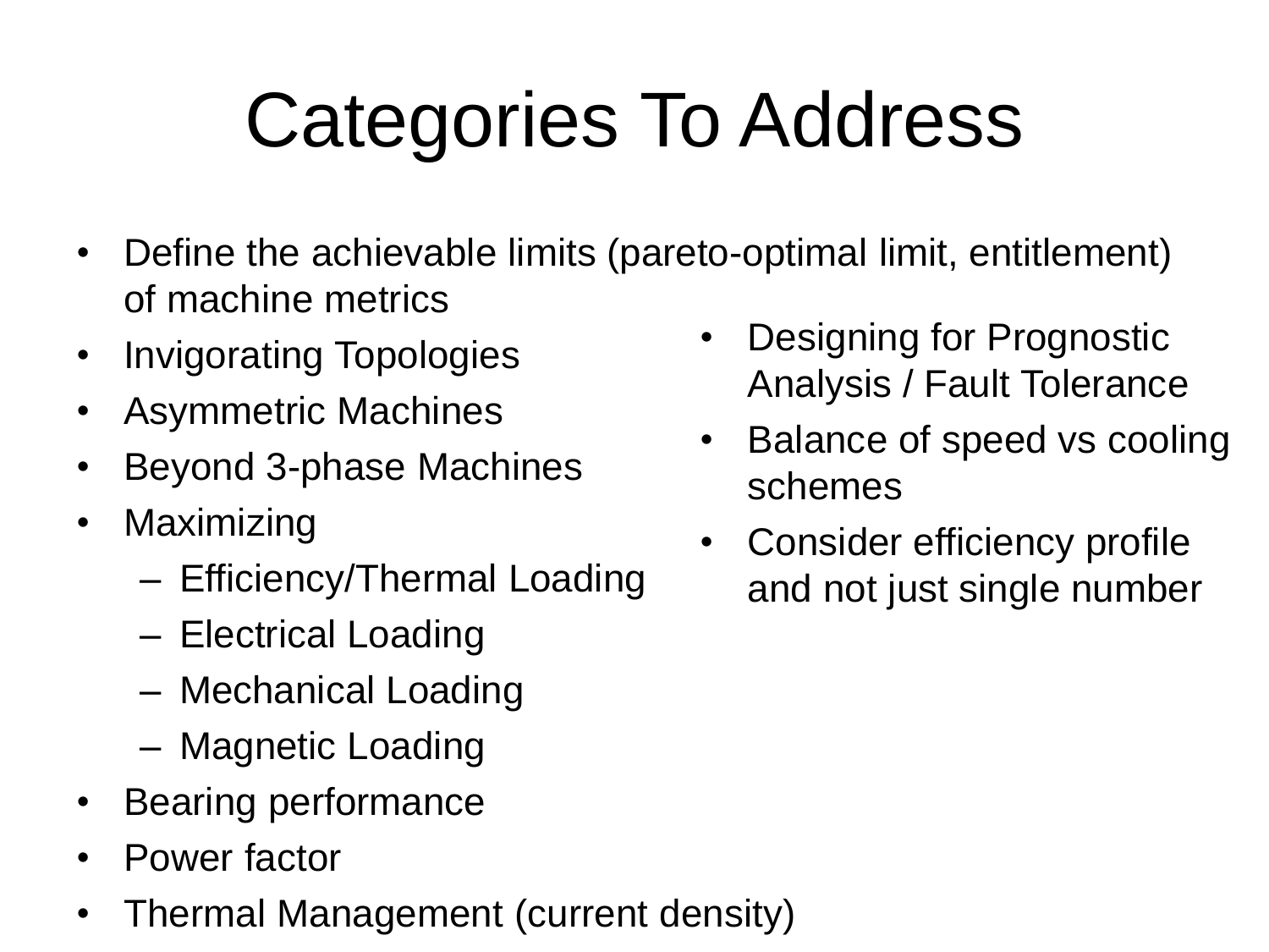# Categories To Address

- Define the achievable limits (pareto-optimal limit, entitlement) of machine metrics
- Invigorating Topologies
- Asymmetric Machines
- Beyond 3-phase Machines
- Maximizing
  - Efficiency/Thermal Loading
  - Electrical Loading
  - Mechanical Loading
  - Magnetic Loading
- Bearing performance
- Power factor
- Thermal Management (current density)

- Designing for Prognostic Analysis / Fault Tolerance
- Balance of speed vs cooling schemes
- Consider efficiency profile and not just single number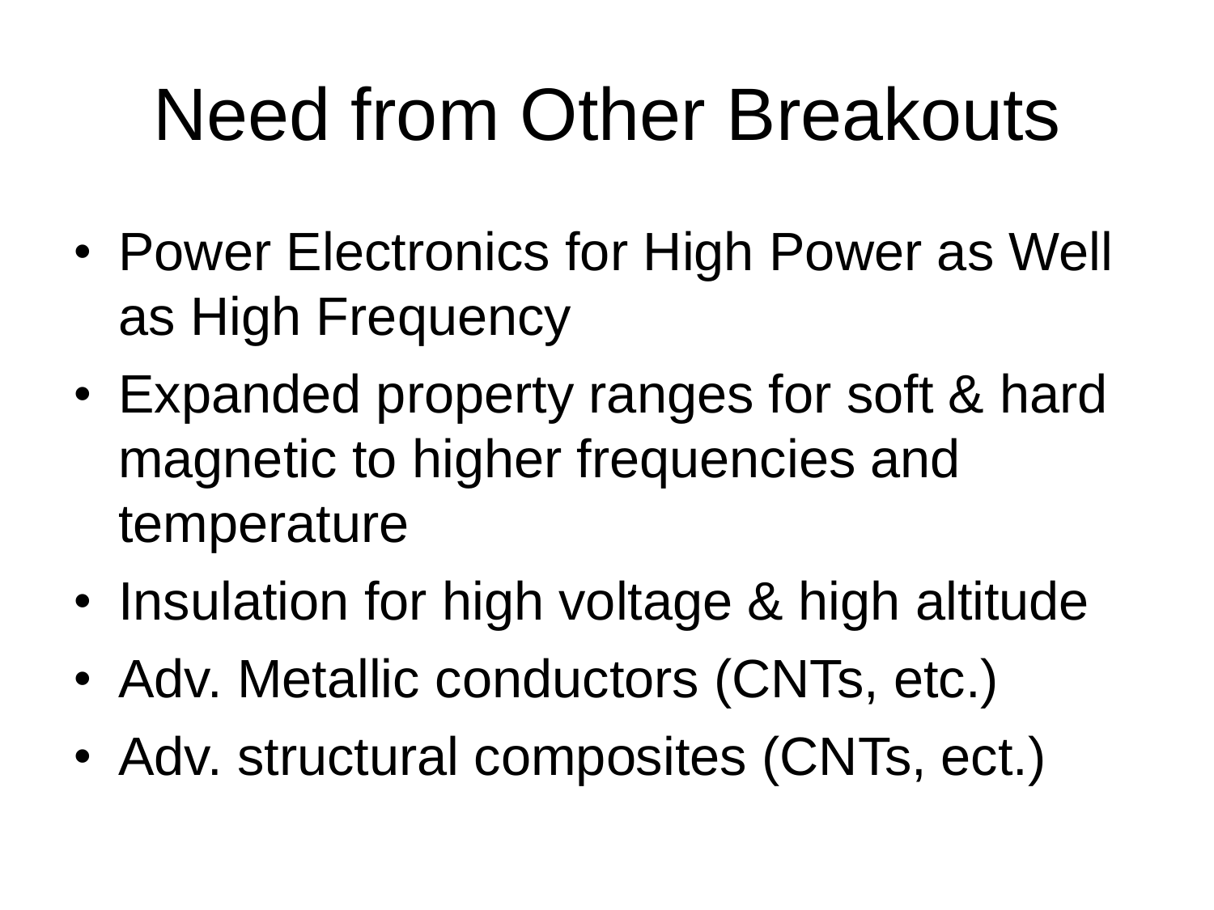# Need from Other Breakouts

- Power Electronics for High Power as Well as High Frequency
- Expanded property ranges for soft & hard magnetic to higher frequencies and temperature
- Insulation for high voltage & high altitude
- Adv. Metallic conductors (CNTs, etc.)
- Adv. structural composites (CNTs, ect.)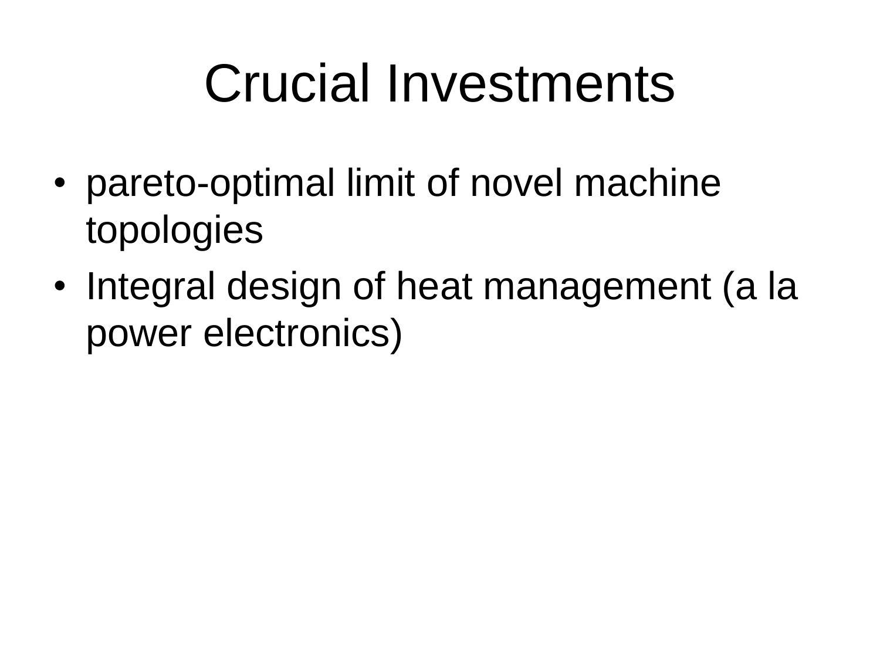# Crucial Investments

- pareto-optimal limit of novel machine topologies
- Integral design of heat management (a la power electronics)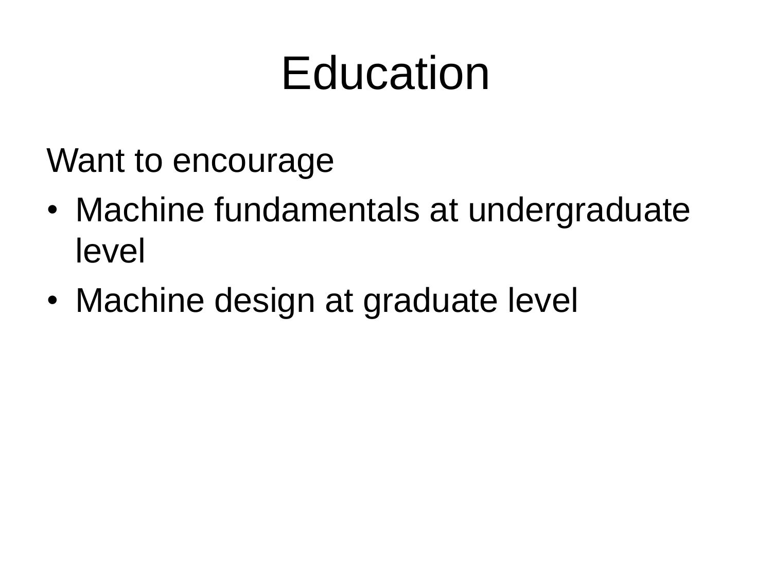# Education

Want to encourage

- Machine fundamentals at undergraduate level
- Machine design at graduate level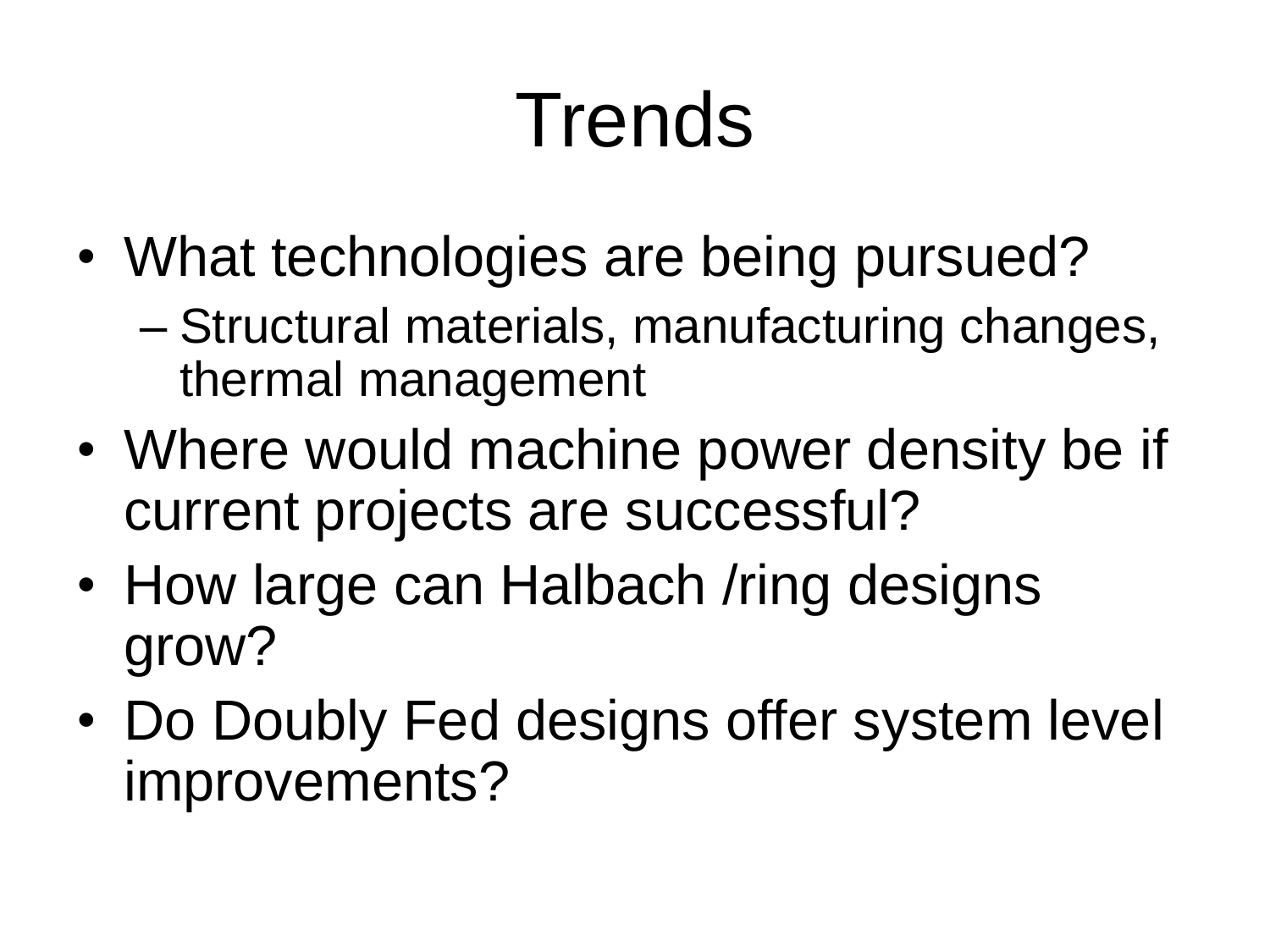# Trends

- What technologies are being pursued?
  - Structural materials, manufacturing changes, thermal management
- Where would machine power density be if current projects are successful?
- How large can Halbach /ring designs grow?
- Do Doubly Fed designs offer system level improvements?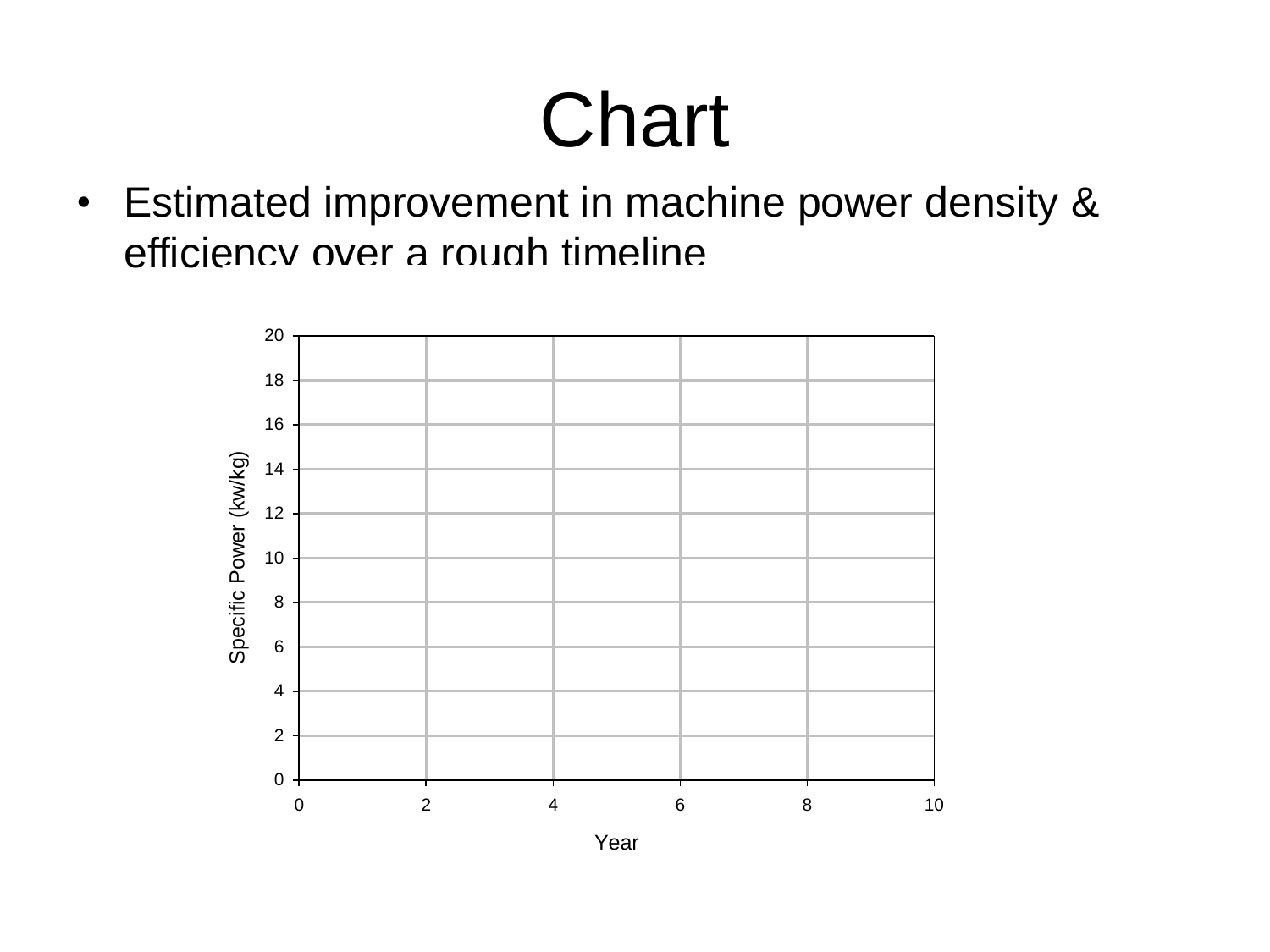# Chart

- Estimated improvement in machine power density & efficiency over a rough timeline

Specific Power (kw/kg)

20
18
16
14
12
10
8
6
4
2
0

0 2 4 6 8 10

Year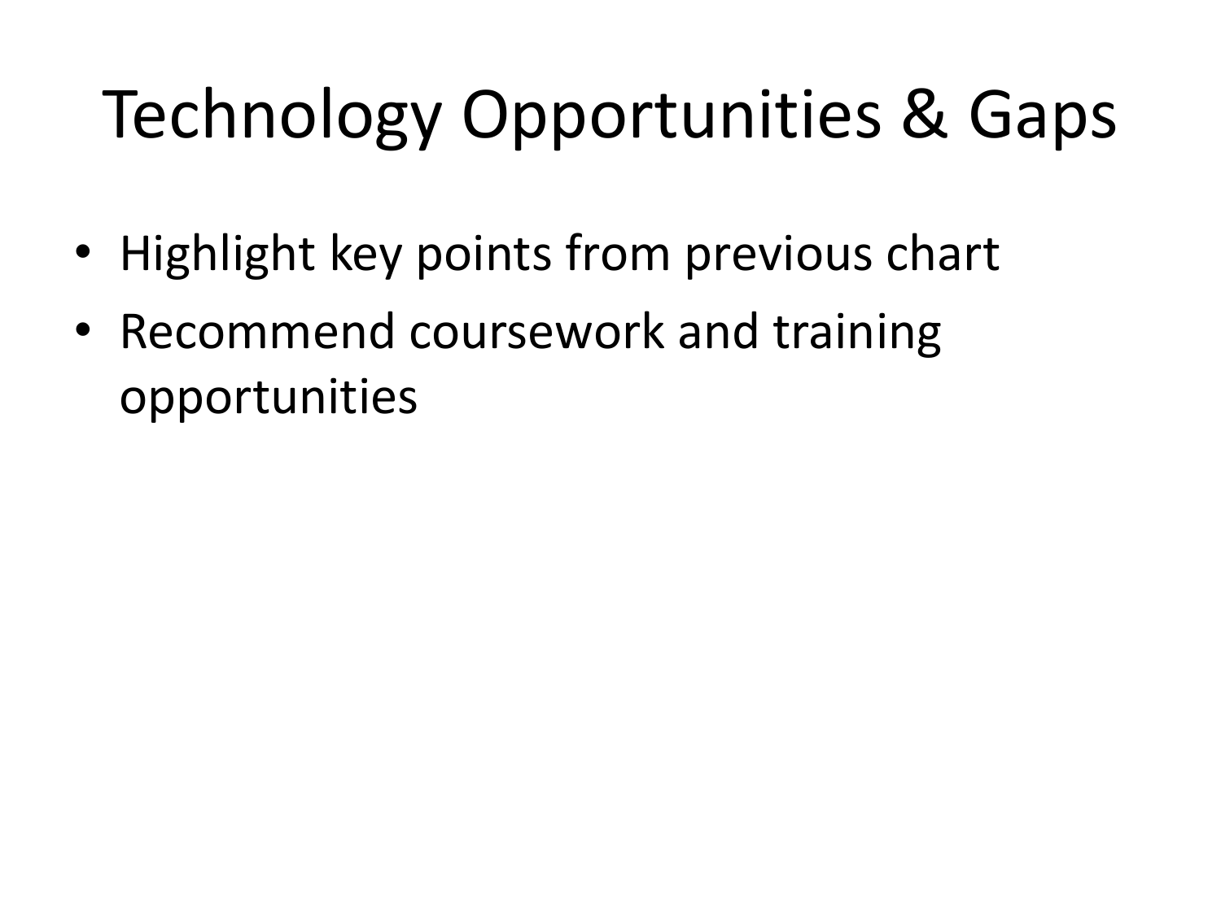# Technology Opportunities & Gaps

- Highlight key points from previous chart
- Recommend coursework and training opportunities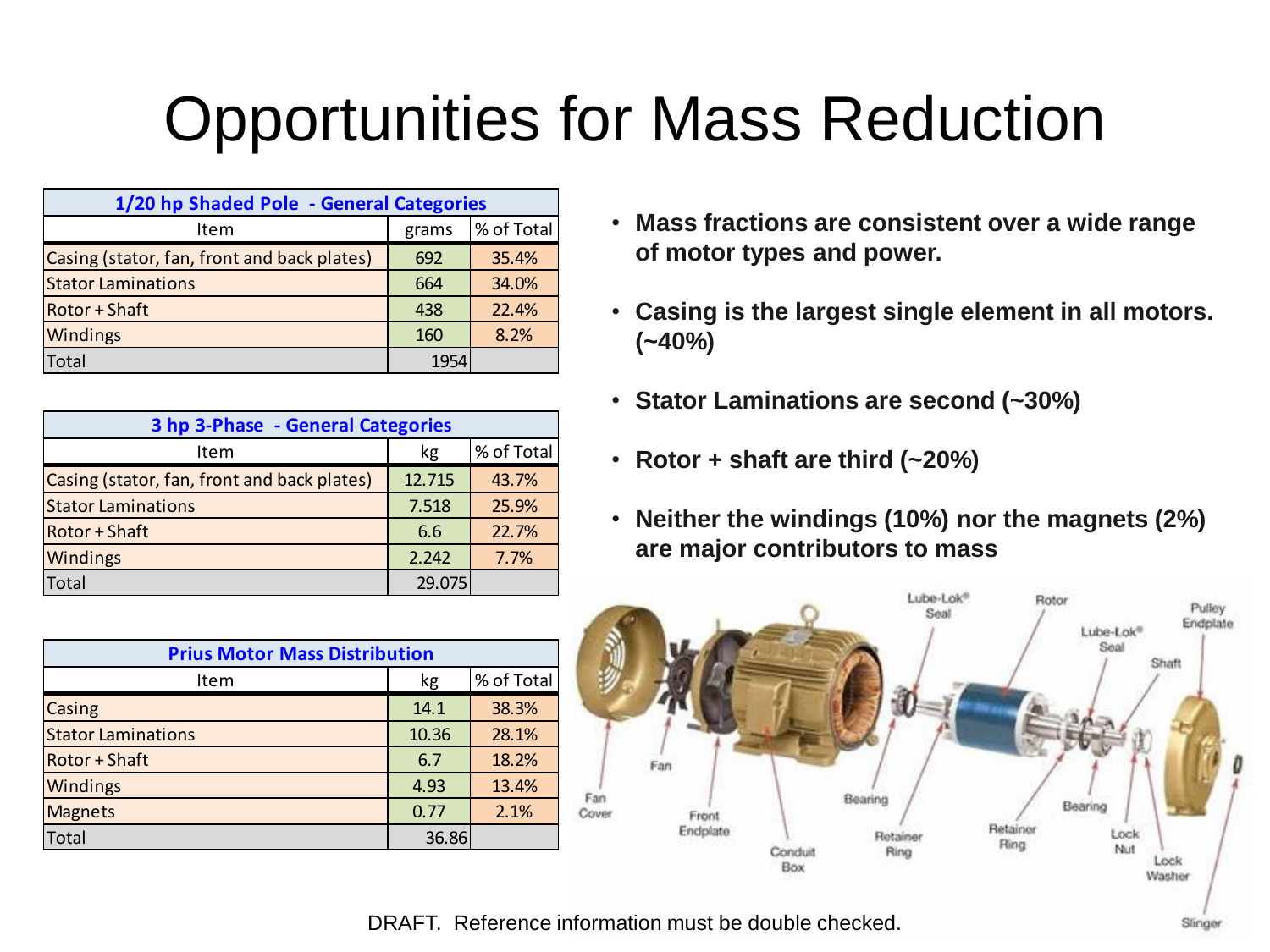# Opportunities for Mass Reduction

| 1/20 hp Shaded Pole - General Categories | | |
|---|---|---|
| Item | grams | % of Total |
| Casing (stator, fan, front and back plates) | 692 | 35.4% |
| Stator Laminations | 664 | 34.0% |
| Rotor + Shaft | 438 | 22.4% |
| Windings | 160 | 8.2% |
| Total | 1954 | |

| 3 hp 3-Phase - General Categories | | |
|---|---|---|
| Item | kg | % of Total |
| Casing (stator, fan, front and back plates) | 12.715 | 43.7% |
| Stator Laminations | 7.518 | 25.9% |
| Rotor + Shaft | 6.6 | 22.7% |
| Windings | 2.242 | 7.7% |
| Total | 29.075 | |

| Prius Motor Mass Distribution | | |
|---|---|---|
| Item | kg | % of Total |
| Casing | 14.1 | 38.3% |
| Stator Laminations | 10.36 | 28.1% |
| Rotor + Shaft | 6.7 | 18.2% |
| Windings | 4.93 | 13.4% |
| Magnets | 0.77 | 2.1% |
| Total | 36.86 | |

- **Mass fractions are consistent over a wide range of motor types and power.**
- **Casing is the largest single element in all motors. (~40%)**
- **Stator Laminations are second (~30%)**
- **Rotor + shaft are third (~20%)**
- **Neither the windings (10%) nor the magnets (2%) are major contributors to mass**

DRAFT. Reference information must be double checked.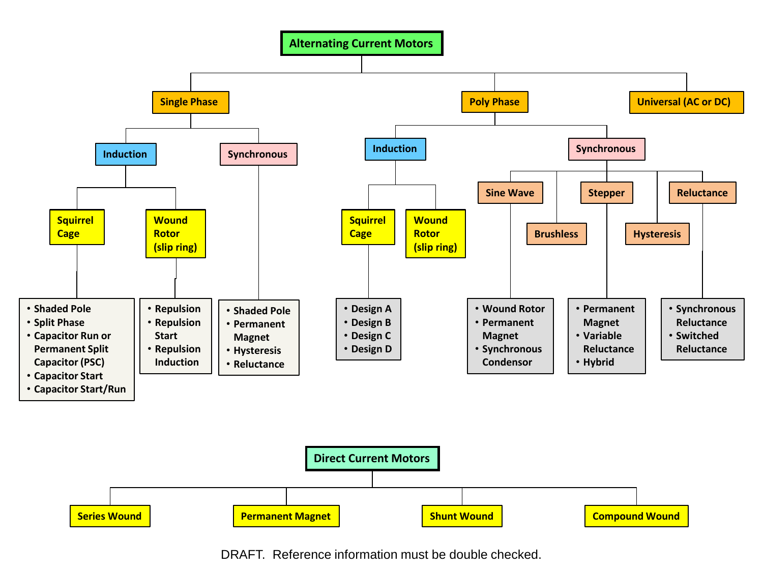# Alternating Current Motors

## Single Phase

### Induction

#### Squirrel Cage

- Shaded Pole
- Split Phase
- Capacitor Run or Permanent Split Capacitor (PSC)
- Capacitor Start
- Capacitor Start/Run

#### Wound Rotor (slip ring)

- Repulsion
- Repulsion Start
- Repulsion Induction

### Synchronous

- Shaded Pole
- Permanent Magnet
- Hysteresis
- Reluctance

## Poly Phase

### Induction

#### Squirrel Cage

- Design A
- Design B
- Design C
- Design D

#### Wound Rotor (slip ring)

### Synchronous

#### Sine Wave

- Wound Rotor
- Permanent Magnet
- Synchronous Condensor

#### Brushless

#### Stepper

- Permanent Magnet
- Variable Reluctance
- Hybrid

#### Hysteresis

#### Reluctance

- Synchronous Reluctance
- Switched Reluctance

## Universal (AC or DC)

# Direct Current Motors

- Series Wound
- Permanent Magnet
- Shunt Wound
- Compound Wound

DRAFT. Reference information must be double checked.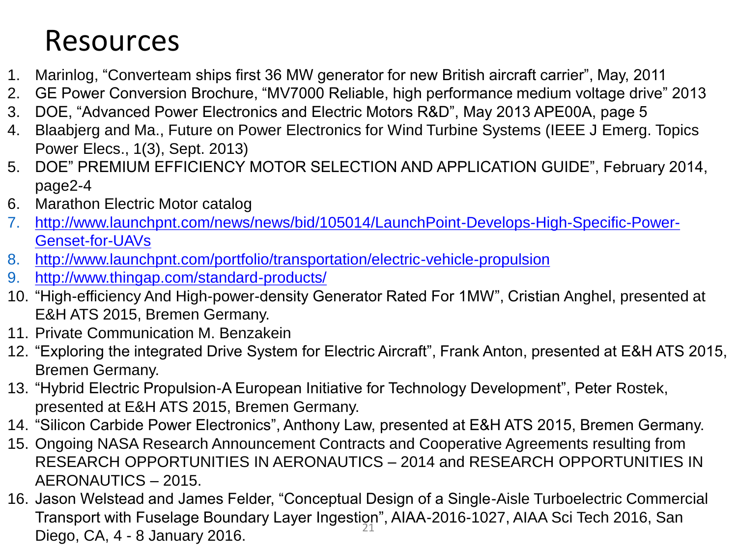# Resources

1. Marinlog, "Converteam ships first 36 MW generator for new British aircraft carrier", May, 2011
2. GE Power Conversion Brochure, "MV7000 Reliable, high performance medium voltage drive" 2013
3. DOE, "Advanced Power Electronics and Electric Motors R&D", May 2013 APE00A, page 5
4. Blaabjerg and Ma., Future on Power Electronics for Wind Turbine Systems (IEEE J Emerg. Topics Power Elecs., 1(3), Sept. 2013)
5. DOE" PREMIUM EFFICIENCY MOTOR SELECTION AND APPLICATION GUIDE", February 2014, page2-4
6. Marathon Electric Motor catalog
7. http://www.launchpnt.com/news/news/bid/105014/LaunchPoint-Develops-High-Specific-Power-Genset-for-UAVs
8. http://www.launchpnt.com/portfolio/transportation/electric-vehicle-propulsion
9. http://www.thingap.com/standard-products/
10. "High-efficiency And High-power-density Generator Rated For 1MW", Cristian Anghel, presented at E&H ATS 2015, Bremen Germany.
11. Private Communication M. Benzakein
12. "Exploring the integrated Drive System for Electric Aircraft", Frank Anton, presented at E&H ATS 2015, Bremen Germany.
13. "Hybrid Electric Propulsion-A European Initiative for Technology Development", Peter Rostek, presented at E&H ATS 2015, Bremen Germany.
14. "Silicon Carbide Power Electronics", Anthony Law, presented at E&H ATS 2015, Bremen Germany.
15. Ongoing NASA Research Announcement Contracts and Cooperative Agreements resulting from RESEARCH OPPORTUNITIES IN AERONAUTICS – 2014 and RESEARCH OPPORTUNITIES IN AERONAUTICS – 2015.
16. Jason Welstead and James Felder, "Conceptual Design of a Single-Aisle Turboelectric Commercial Transport with Fuselage Boundary Layer Ingestion", AIAA-2016-1027, AIAA Sci Tech 2016, San Diego, CA, 4 - 8 January 2016.